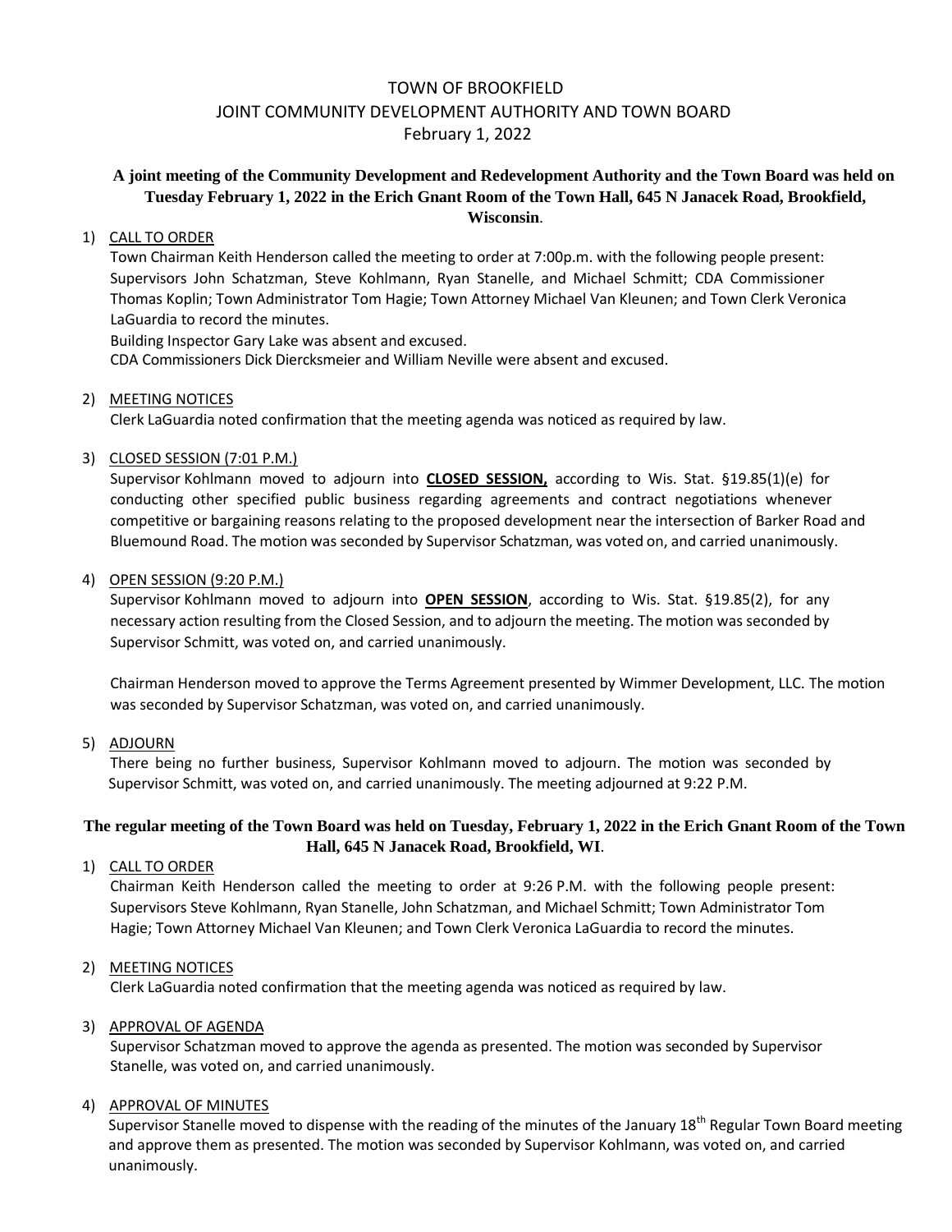# TOWN OF BROOKFIELD
## JOINT COMMUNITY DEVELOPMENT AUTHORITY AND TOWN BOARD
### February 1, 2022

**A joint meeting of the Community Development and Redevelopment Authority and the Town Board was held on Tuesday February 1, 2022 in the Erich Gnant Room of the Town Hall, 645 N Janacek Road, Brookfield, Wisconsin**.

1) CALL TO ORDER

   Town Chairman Keith Henderson called the meeting to order at 7:00p.m. with the following people present: Supervisors John Schatzman, Steve Kohlmann, Ryan Stanelle, and Michael Schmitt; CDA Commissioner Thomas Koplin; Town Administrator Tom Hagie; Town Attorney Michael Van Kleunen; and Town Clerk Veronica LaGuardia to record the minutes.

   Building Inspector Gary Lake was absent and excused.

   CDA Commissioners Dick Diercksmeier and William Neville were absent and excused.

2) MEETING NOTICES

   Clerk LaGuardia noted confirmation that the meeting agenda was noticed as required by law.

3) CLOSED SESSION (7:01 P.M.)

   Supervisor Kohlmann moved to adjourn into **CLOSED SESSION,** according to Wis. Stat. §19.85(1)(e) for conducting other specified public business regarding agreements and contract negotiations whenever competitive or bargaining reasons relating to the proposed development near the intersection of Barker Road and Bluemound Road. The motion was seconded by Supervisor Schatzman, was voted on, and carried unanimously.

4) OPEN SESSION (9:20 P.M.)

   Supervisor Kohlmann moved to adjourn into **OPEN SESSION**, according to Wis. Stat. §19.85(2), for any necessary action resulting from the Closed Session, and to adjourn the meeting. The motion was seconded by Supervisor Schmitt, was voted on, and carried unanimously.

   Chairman Henderson moved to approve the Terms Agreement presented by Wimmer Development, LLC. The motion was seconded by Supervisor Schatzman, was voted on, and carried unanimously.

5) ADJOURN

   There being no further business, Supervisor Kohlmann moved to adjourn. The motion was seconded by Supervisor Schmitt, was voted on, and carried unanimously. The meeting adjourned at 9:22 P.M.

**The regular meeting of the Town Board was held on Tuesday, February 1, 2022 in the Erich Gnant Room of the Town Hall, 645 N Janacek Road, Brookfield, WI**.

1) CALL TO ORDER

   Chairman Keith Henderson called the meeting to order at 9:26 P.M. with the following people present: Supervisors Steve Kohlmann, Ryan Stanelle, John Schatzman, and Michael Schmitt; Town Administrator Tom Hagie; Town Attorney Michael Van Kleunen; and Town Clerk Veronica LaGuardia to record the minutes.

2) MEETING NOTICES

   Clerk LaGuardia noted confirmation that the meeting agenda was noticed as required by law.

3) APPROVAL OF AGENDA

   Supervisor Schatzman moved to approve the agenda as presented. The motion was seconded by Supervisor Stanelle, was voted on, and carried unanimously.

4) APPROVAL OF MINUTES

   Supervisor Stanelle moved to dispense with the reading of the minutes of the January 18th Regular Town Board meeting and approve them as presented. The motion was seconded by Supervisor Kohlmann, was voted on, and carried unanimously.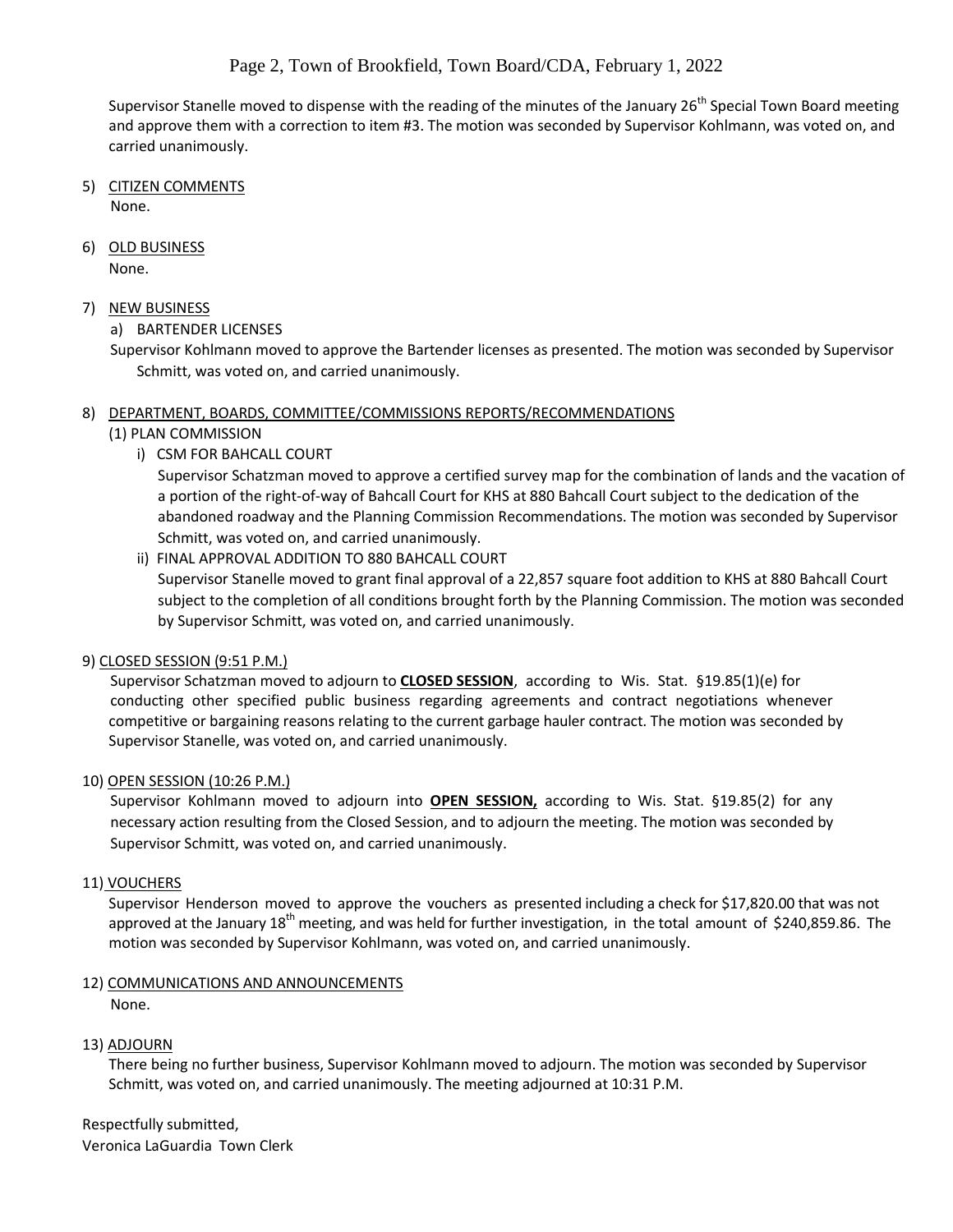Supervisor Stanelle moved to dispense with the reading of the minutes of the January 26th Special Town Board meeting and approve them with a correction to item #3. The motion was seconded by Supervisor Kohlmann, was voted on, and carried unanimously.

5) CITIZEN COMMENTS
   None.

6) OLD BUSINESS
   None.

7) NEW BUSINESS
   a) BARTENDER LICENSES
   Supervisor Kohlmann moved to approve the Bartender licenses as presented. The motion was seconded by Supervisor Schmitt, was voted on, and carried unanimously.

8) DEPARTMENT, BOARDS, COMMITTEE/COMMISSIONS REPORTS/RECOMMENDATIONS
   (1) PLAN COMMISSION
   i) CSM FOR BAHCALL COURT
   Supervisor Schatzman moved to approve a certified survey map for the combination of lands and the vacation of a portion of the right-of-way of Bahcall Court for KHS at 880 Bahcall Court subject to the dedication of the abandoned roadway and the Planning Commission Recommendations. The motion was seconded by Supervisor Schmitt, was voted on, and carried unanimously.
   ii) FINAL APPROVAL ADDITION TO 880 BAHCALL COURT
   Supervisor Stanelle moved to grant final approval of a 22,857 square foot addition to KHS at 880 Bahcall Court subject to the completion of all conditions brought forth by the Planning Commission. The motion was seconded by Supervisor Schmitt, was voted on, and carried unanimously.

9) CLOSED SESSION (9:51 P.M.)
   Supervisor Schatzman moved to adjourn to **CLOSED SESSION**, according to Wis. Stat. §19.85(1)(e) for conducting other specified public business regarding agreements and contract negotiations whenever competitive or bargaining reasons relating to the current garbage hauler contract. The motion was seconded by Supervisor Stanelle, was voted on, and carried unanimously.

10) OPEN SESSION (10:26 P.M.)
   Supervisor Kohlmann moved to adjourn into **OPEN SESSION,** according to Wis. Stat. §19.85(2) for any necessary action resulting from the Closed Session, and to adjourn the meeting. The motion was seconded by Supervisor Schmitt, was voted on, and carried unanimously.

11) VOUCHERS
   Supervisor Henderson moved to approve the vouchers as presented including a check for $17,820.00 that was not approved at the January 18th meeting, and was held for further investigation, in the total amount of $240,859.86. The motion was seconded by Supervisor Kohlmann, was voted on, and carried unanimously.

12) COMMUNICATIONS AND ANNOUNCEMENTS
   None.

13) ADJOURN
   There being no further business, Supervisor Kohlmann moved to adjourn. The motion was seconded by Supervisor Schmitt, was voted on, and carried unanimously. The meeting adjourned at 10:31 P.M.

Respectfully submitted,
Veronica LaGuardia Town Clerk